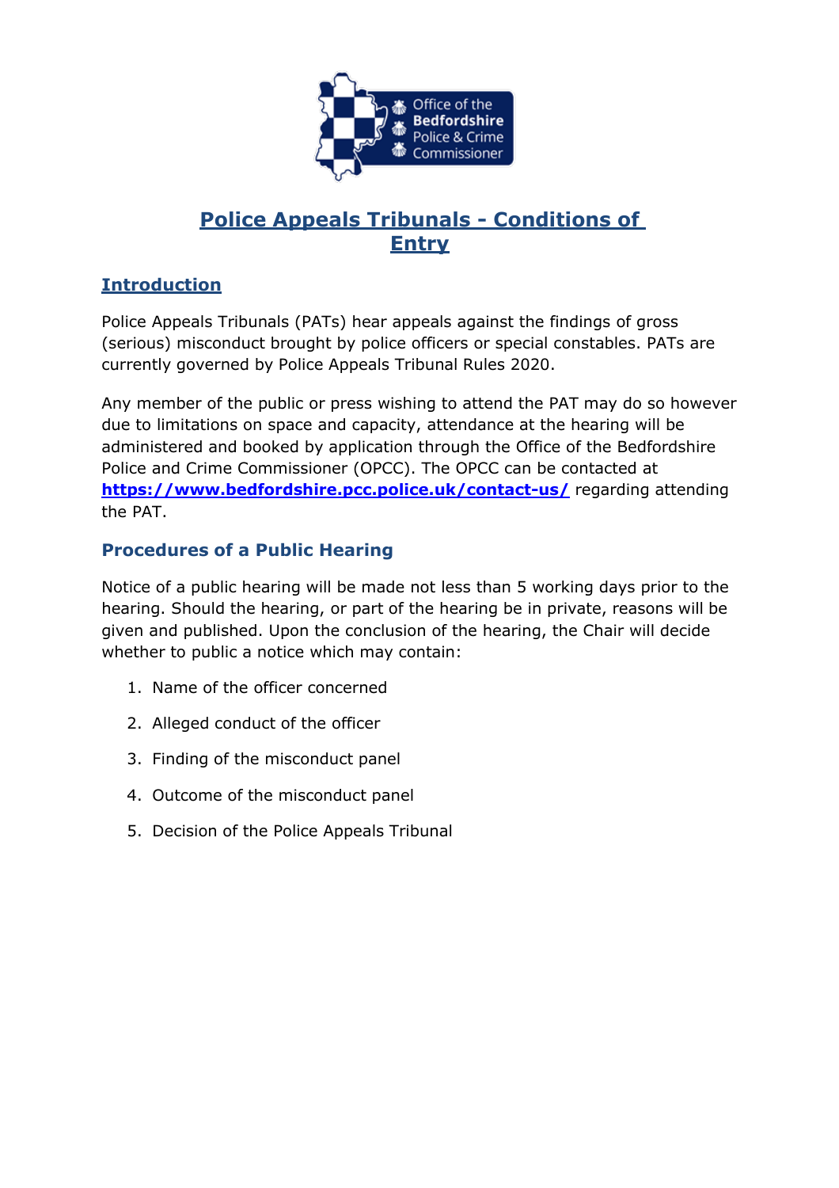# Police Appeals Tribunals - Conditions of Entry

## Introduction

Police Appeals Tribunals (PATs) hear appeals against the findings of gross (serious) misconduct brought by police officers or special constables. PATs are currently governed by Police Appeals Tribunal Rules 2020.

Any member of the public or press wishing to attend the PAT may do so however due to limitations on space and capacity, attendance at the hearing will be administered and booked by application through the Office of the Bedfordshire Police and Crime Commissioner (OPCC). The OPCC can be contacted at **https://www.bedfordshire.pcc.police.uk/contact-us/** regarding attending the PAT.

## Procedures of a Public Hearing

Notice of a public hearing will be made not less than 5 working days prior to the hearing. Should the hearing, or part of the hearing be in private, reasons will be given and published. Upon the conclusion of the hearing, the Chair will decide whether to public a notice which may contain:

1. Name of the officer concerned
2. Alleged conduct of the officer
3. Finding of the misconduct panel
4. Outcome of the misconduct panel
5. Decision of the Police Appeals Tribunal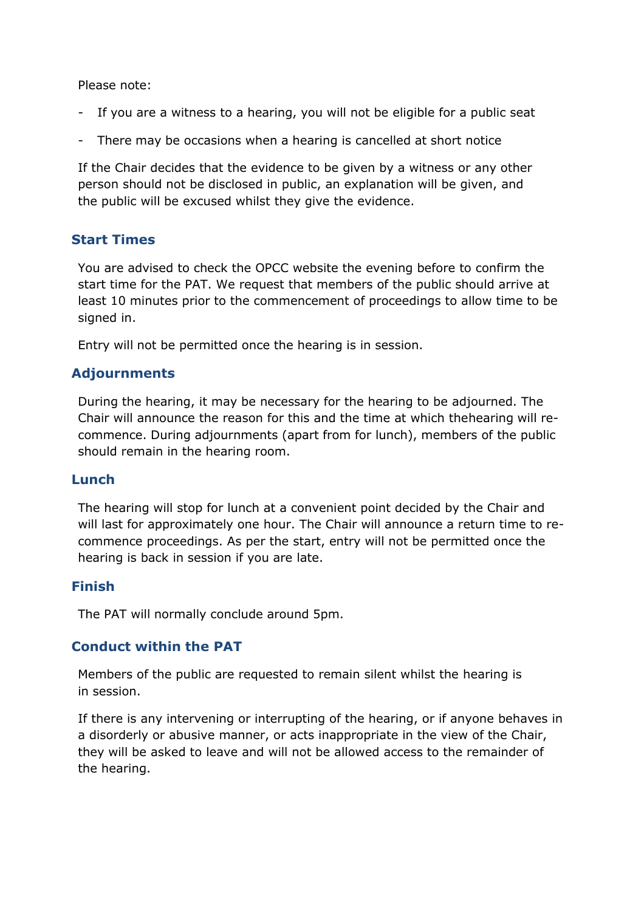Please note:

- If you are a witness to a hearing, you will not be eligible for a public seat
- There may be occasions when a hearing is cancelled at short notice

If the Chair decides that the evidence to be given by a witness or any other person should not be disclosed in public, an explanation will be given, and the public will be excused whilst they give the evidence.

## Start Times

You are advised to check the OPCC website the evening before to confirm the start time for the PAT. We request that members of the public should arrive at least 10 minutes prior to the commencement of proceedings to allow time to be signed in.

Entry will not be permitted once the hearing is in session.

## Adjournments

During the hearing, it may be necessary for the hearing to be adjourned. The Chair will announce the reason for this and the time at which thehearing will re-commence. During adjournments (apart from for lunch), members of the public should remain in the hearing room.

## Lunch

The hearing will stop for lunch at a convenient point decided by the Chair and will last for approximately one hour. The Chair will announce a return time to re-commence proceedings. As per the start, entry will not be permitted once the hearing is back in session if you are late.

## Finish

The PAT will normally conclude around 5pm.

## Conduct within the PAT

Members of the public are requested to remain silent whilst the hearing is in session.

If there is any intervening or interrupting of the hearing, or if anyone behaves in a disorderly or abusive manner, or acts inappropriate in the view of the Chair, they will be asked to leave and will not be allowed access to the remainder of the hearing.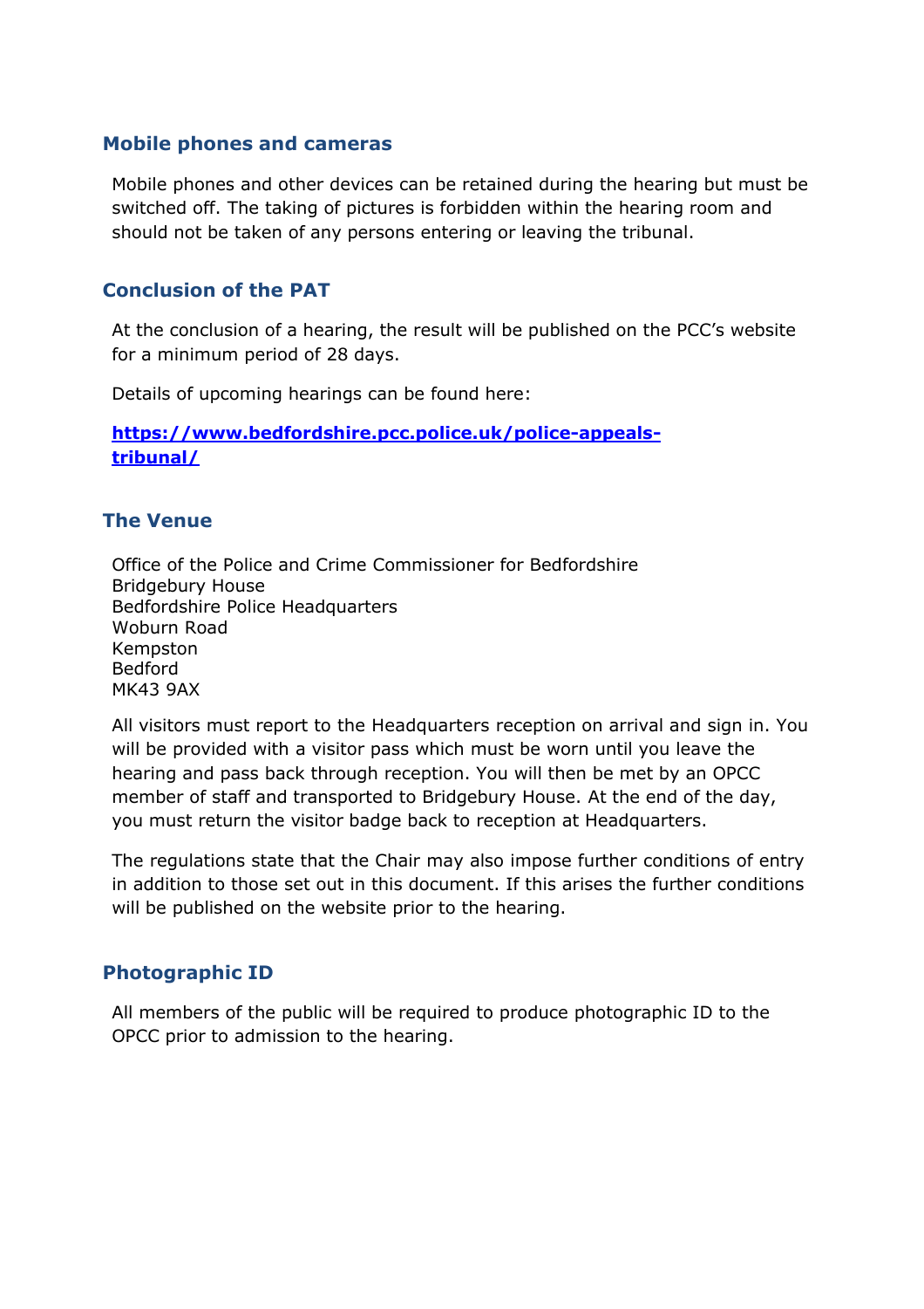### Mobile phones and cameras

Mobile phones and other devices can be retained during the hearing but must be switched off. The taking of pictures is forbidden within the hearing room and should not be taken of any persons entering or leaving the tribunal.

### Conclusion of the PAT

At the conclusion of a hearing, the result will be published on the PCC's website for a minimum period of 28 days.

Details of upcoming hearings can be found here:

**[https://www.bedfordshire.pcc.police.uk/police-appeals-tribunal/](https://www.bedfordshire.pcc.police.uk/police-appeals-tribunal/)**

### The Venue

Office of the Police and Crime Commissioner for Bedfordshire
Bridgebury House
Bedfordshire Police Headquarters
Woburn Road
Kempston
Bedford
MK43 9AX

All visitors must report to the Headquarters reception on arrival and sign in. You will be provided with a visitor pass which must be worn until you leave the hearing and pass back through reception. You will then be met by an OPCC member of staff and transported to Bridgebury House. At the end of the day, you must return the visitor badge back to reception at Headquarters.

The regulations state that the Chair may also impose further conditions of entry in addition to those set out in this document. If this arises the further conditions will be published on the website prior to the hearing.

### Photographic ID

All members of the public will be required to produce photographic ID to the OPCC prior to admission to the hearing.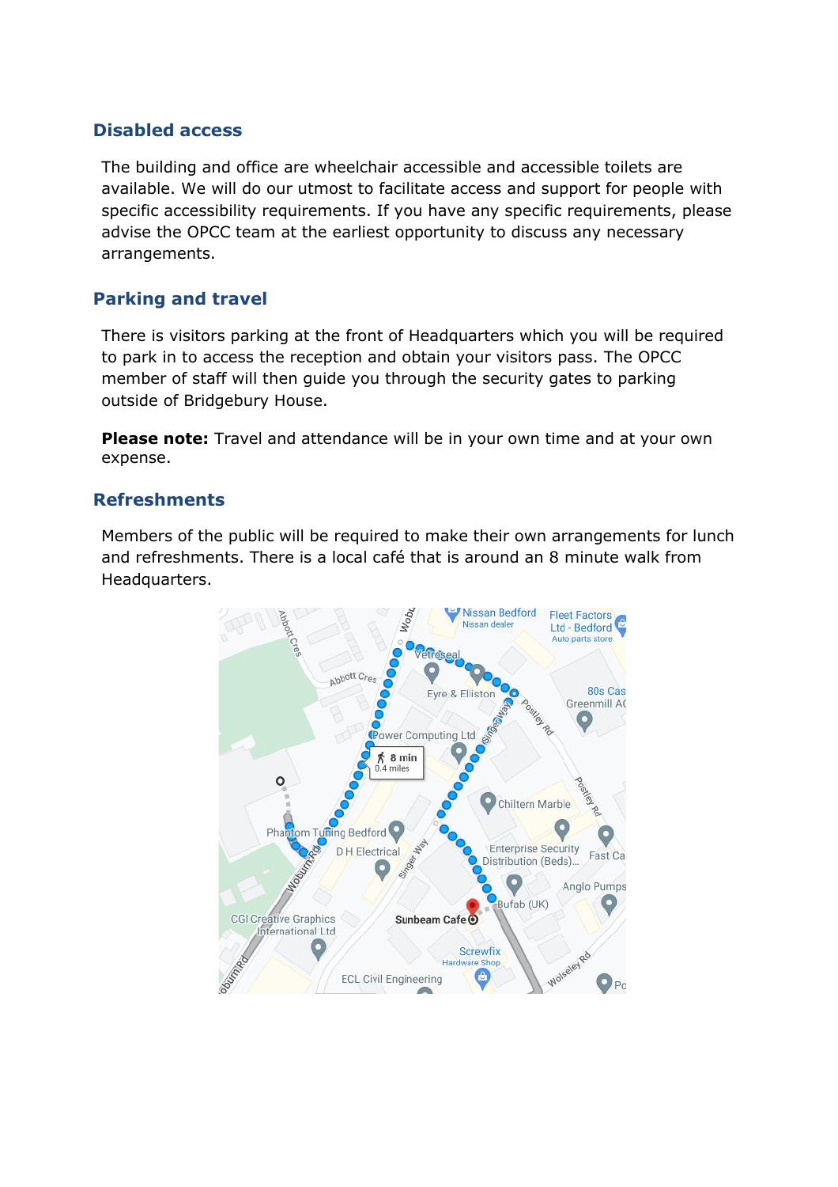## Disabled access

The building and office are wheelchair accessible and accessible toilets are available. We will do our utmost to facilitate access and support for people with specific accessibility requirements. If you have any specific requirements, please advise the OPCC team at the earliest opportunity to discuss any necessary arrangements.

## Parking and travel

There is visitors parking at the front of Headquarters which you will be required to park in to access the reception and obtain your visitors pass. The OPCC member of staff will then guide you through the security gates to parking outside of Bridgebury House.

**Please note:** Travel and attendance will be in your own time and at your own expense.

## Refreshments

Members of the public will be required to make their own arrangements for lunch and refreshments. There is a local café that is around an 8 minute walk from Headquarters.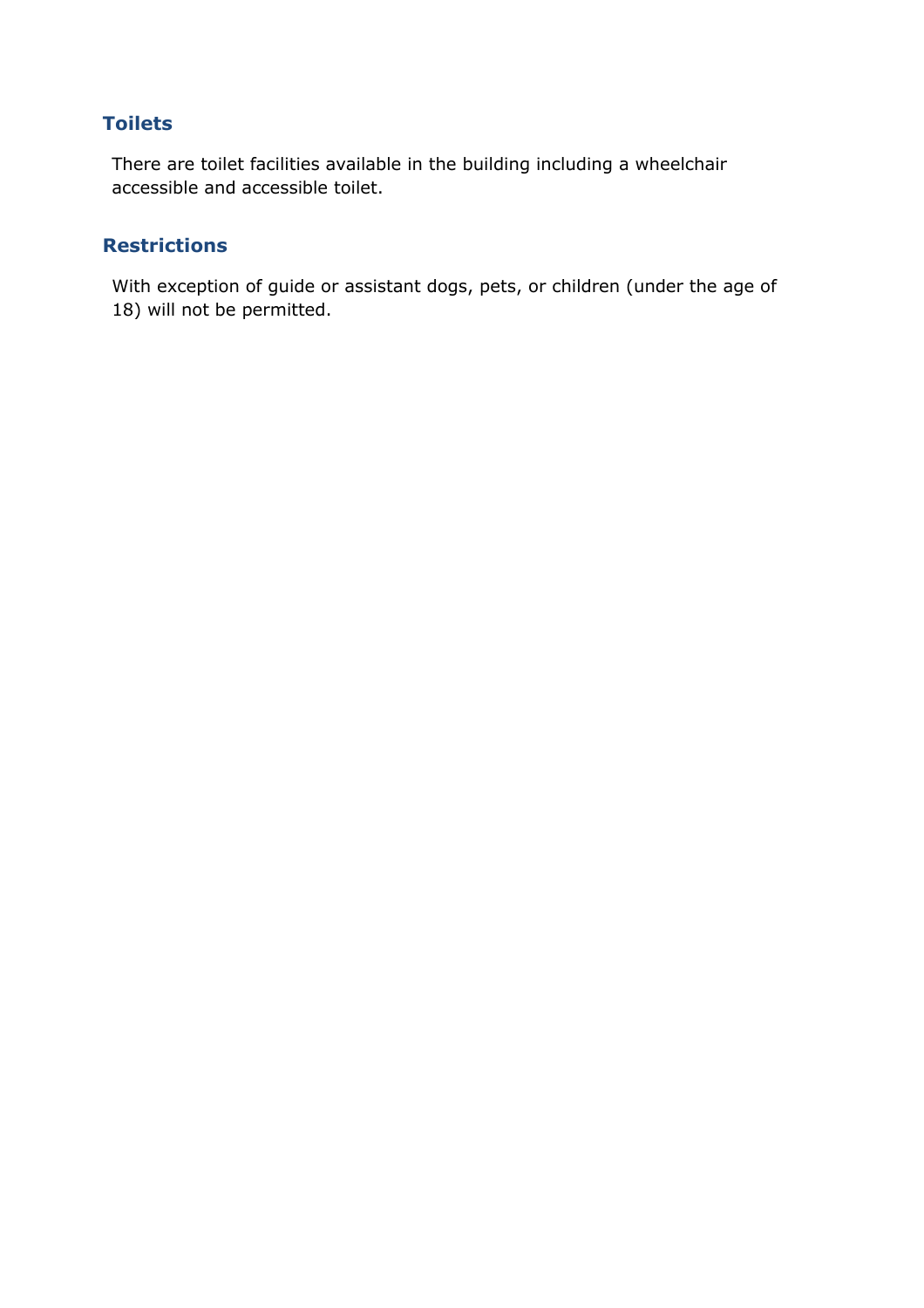### Toilets

There are toilet facilities available in the building including a wheelchair accessible and accessible toilet.

### Restrictions

With exception of guide or assistant dogs, pets, or children (under the age of 18) will not be permitted.